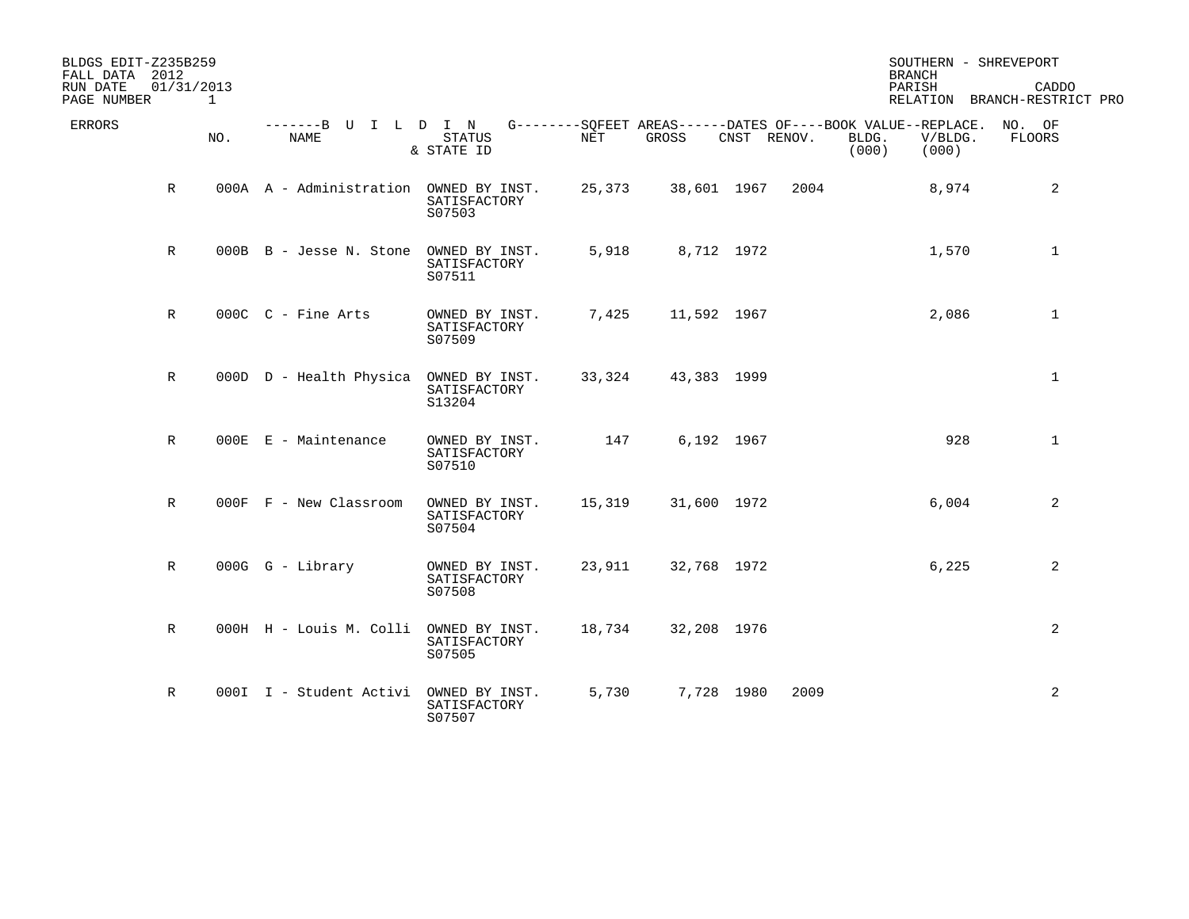BLDGS EDIT-Z235B259
FALL DATA 2012
RUN DATE 01/31/2013
PAGE NUMBER 1

SOUTHERN - SHREVEPORT
BRANCH
PARISH CADDO
RELATION BRANCH-RESTRICT PRO

| ERRORS | NO. | BUILDING NAME | STATUS & STATE ID | SQFEET AREAS NET | SQFEET AREAS GROSS | DATES OF CNST | DATES OF RENOV. | BOOK VALUE BLDG. (000) | REPLACE. V/BLDG. (000) | NO. OF FLOORS |
|---|---|---|---|---|---|---|---|---|---|---|
| R | 000A | A - Administration | OWNED BY INST. SATISFACTORY S07503 | 25,373 | 38,601 | 1967 | 2004 | | 8,974 | 2 |
| R | 000B | B - Jesse N. Stone | OWNED BY INST. SATISFACTORY S07511 | 5,918 | 8,712 | 1972 | | | 1,570 | 1 |
| R | 000C | C - Fine Arts | OWNED BY INST. SATISFACTORY S07509 | 7,425 | 11,592 | 1967 | | | 2,086 | 1 |
| R | 000D | D - Health Physica | OWNED BY INST. SATISFACTORY S13204 | 33,324 | 43,383 | 1999 | | | | 1 |
| R | 000E | E - Maintenance | OWNED BY INST. SATISFACTORY S07510 | 147 | 6,192 | 1967 | | | 928 | 1 |
| R | 000F | F - New Classroom | OWNED BY INST. SATISFACTORY S07504 | 15,319 | 31,600 | 1972 | | | 6,004 | 2 |
| R | 000G | G - Library | OWNED BY INST. SATISFACTORY S07508 | 23,911 | 32,768 | 1972 | | | 6,225 | 2 |
| R | 000H | H - Louis M. Colli | OWNED BY INST. SATISFACTORY S07505 | 18,734 | 32,208 | 1976 | | | | 2 |
| R | 000I | I - Student Activi | OWNED BY INST. SATISFACTORY S07507 | 5,730 | 7,728 | 1980 | 2009 | | | 2 |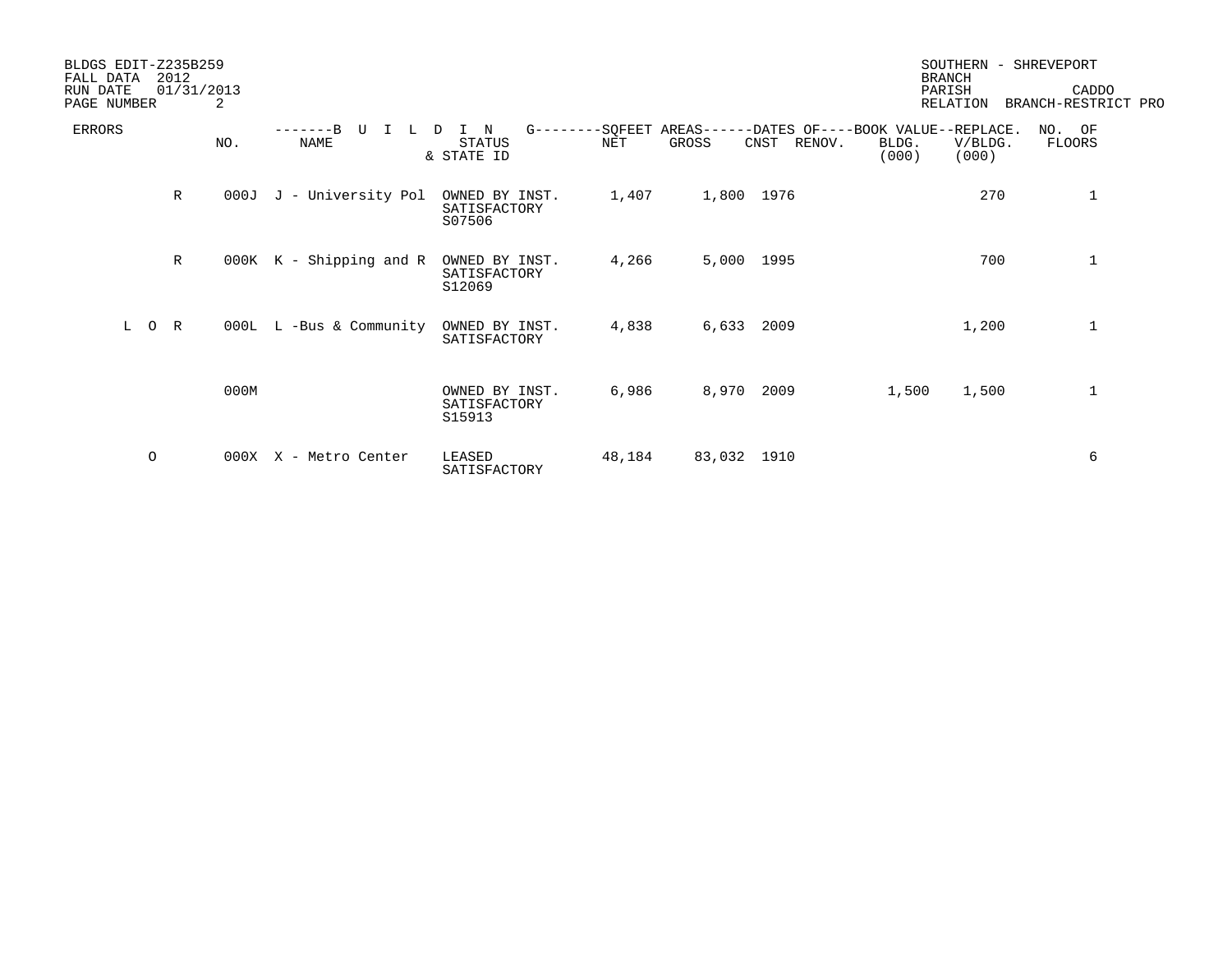BLDGS EDIT-Z235B259
FALL DATA 2012
RUN DATE 01/31/2013

SOUTHERN - SHREVEPORT
BRANCH
PARISH CADDO
RELATION BRANCH-RESTRICT PRO

| ERRORS | NO. | NAME | STATUS & STATE ID | NET | GROSS | CNST | RENOV. | BOOK VALUE BLDG. (000) | REPLACE. V/BLDG. (000) | NO. OF FLOORS |
|---|---|---|---|---|---|---|---|---|---|---|
| R | 000J | J - University Pol | OWNED BY INST. SATISFACTORY S07506 | 1,407 | 1,800 | 1976 | | | 270 | 1 |
| R | 000K | K - Shipping and R | OWNED BY INST. SATISFACTORY S12069 | 4,266 | 5,000 | 1995 | | | 700 | 1 |
| L O R | 000L | L -Bus & Community | OWNED BY INST. SATISFACTORY | 4,838 | 6,633 | 2009 | | | 1,200 | 1 |
| | 000M | | OWNED BY INST. SATISFACTORY S15913 | 6,986 | 8,970 | 2009 | | 1,500 | 1,500 | 1 |
| O | 000X | X - Metro Center | LEASED SATISFACTORY | 48,184 | 83,032 | 1910 | | | | 6 |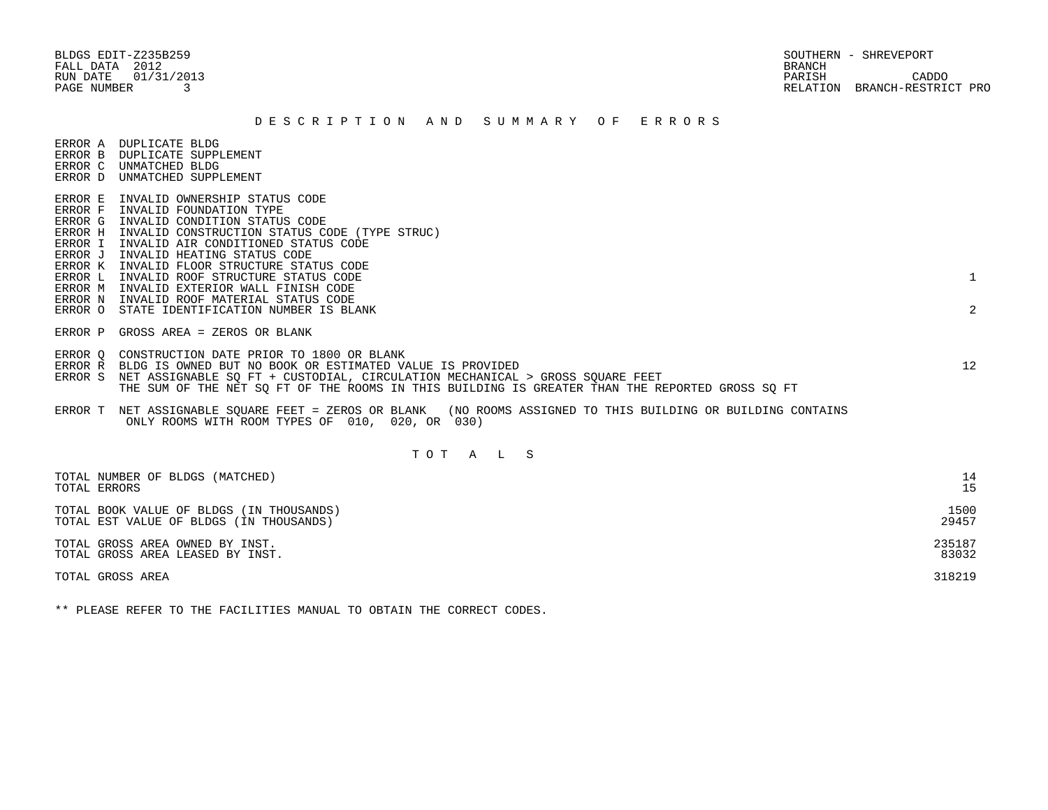BLDGS EDIT-Z235B259
FALL DATA 2012
RUN DATE 01/31/2013
PAGE NUMBER 3

SOUTHERN - SHREVEPORT
BRANCH
PARISH CADDO
RELATION BRANCH-RESTRICT PRO

## D E S C R I P T I O N   A N D   S U M M A R Y   O F   E R R O R S

| | | |
|---|---|---|
| ERROR A | DUPLICATE BLDG | |
| ERROR B | DUPLICATE SUPPLEMENT | |
| ERROR C | UNMATCHED BLDG | |
| ERROR D | UNMATCHED SUPPLEMENT | |
| ERROR E | INVALID OWNERSHIP STATUS CODE | |
| ERROR F | INVALID FOUNDATION TYPE | |
| ERROR G | INVALID CONDITION STATUS CODE | |
| ERROR H | INVALID CONSTRUCTION STATUS CODE (TYPE STRUC) | |
| ERROR I | INVALID AIR CONDITIONED STATUS CODE | |
| ERROR J | INVALID HEATING STATUS CODE | |
| ERROR K | INVALID FLOOR STRUCTURE STATUS CODE | |
| ERROR L | INVALID ROOF STRUCTURE STATUS CODE | 1 |
| ERROR M | INVALID EXTERIOR WALL FINISH CODE | |
| ERROR N | INVALID ROOF MATERIAL STATUS CODE | |
| ERROR O | STATE IDENTIFICATION NUMBER IS BLANK | 2 |
| ERROR P | GROSS AREA = ZEROS OR BLANK | |
| ERROR Q | CONSTRUCTION DATE PRIOR TO 1800 OR BLANK | |
| ERROR R | BLDG IS OWNED BUT NO BOOK OR ESTIMATED VALUE IS PROVIDED | 12 |
| ERROR S | NET ASSIGNABLE SQ FT + CUSTODIAL, CIRCULATION MECHANICAL > GROSS SQUARE FEET THE SUM OF THE NET SQ FT OF THE ROOMS IN THIS BUILDING IS GREATER THAN THE REPORTED GROSS SQ FT | |
| ERROR T | NET ASSIGNABLE SQUARE FEET = ZEROS OR BLANK (NO ROOMS ASSIGNED TO THIS BUILDING OR BUILDING CONTAINS ONLY ROOMS WITH ROOM TYPES OF 010, 020, OR 030) | |

## T O T A L S

| | |
|---|---|
| TOTAL NUMBER OF BLDGS (MATCHED) | 14 |
| TOTAL ERRORS | 15 |
| TOTAL BOOK VALUE OF BLDGS (IN THOUSANDS) | 1500 |
| TOTAL EST VALUE OF BLDGS (IN THOUSANDS) | 29457 |
| TOTAL GROSS AREA OWNED BY INST. | 235187 |
| TOTAL GROSS AREA LEASED BY INST. | 83032 |
| TOTAL GROSS AREA | 318219 |

** PLEASE REFER TO THE FACILITIES MANUAL TO OBTAIN THE CORRECT CODES.